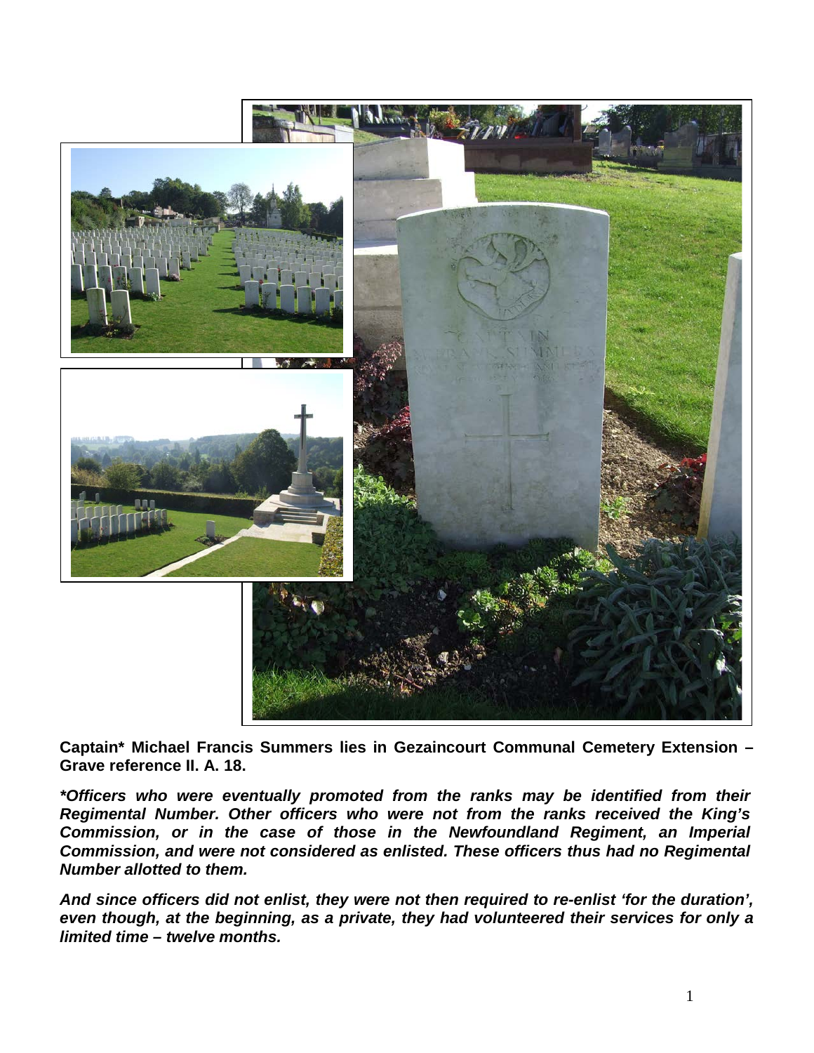**Captain* Michael Francis Summers lies in Gezaincourt Communal Cemetery Extension – Grave reference II. A. 18.**

***Officers who were eventually promoted from the ranks may be identified from their Regimental Number. Other officers who were not from the ranks received the King's Commission, or in the case of those in the Newfoundland Regiment, an Imperial Commission, and were not considered as enlisted. These officers thus had no Regimental Number allotted to them.***

***And since officers did not enlist, they were not then required to re-enlist 'for the duration', even though, at the beginning, as a private, they had volunteered their services for only a limited time – twelve months.***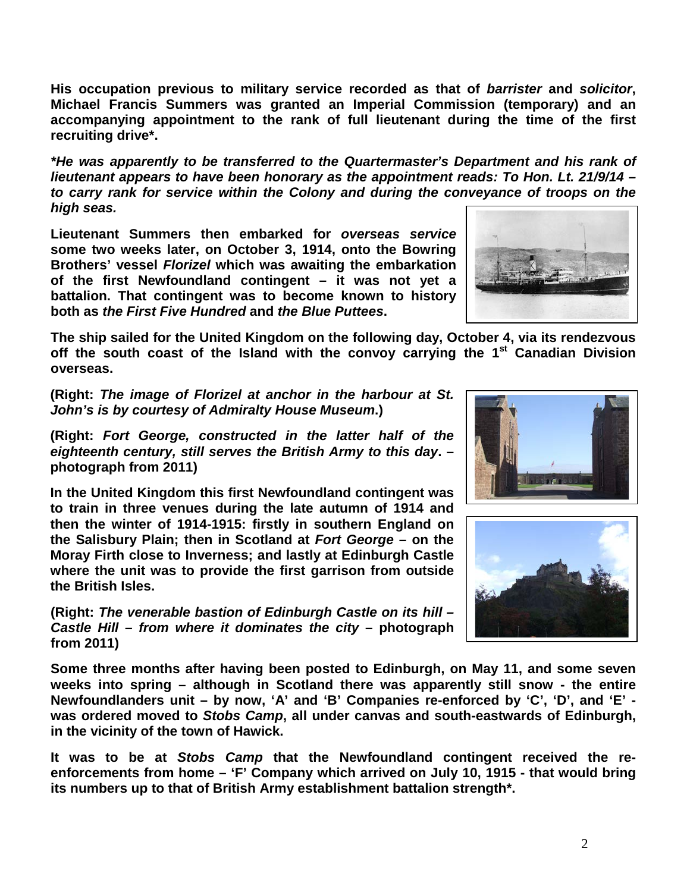**His occupation previous to military service recorded as that of *barrister* and *solicitor*, Michael Francis Summers was granted an Imperial Commission (temporary) and an accompanying appointment to the rank of full lieutenant during the time of the first recruiting drive*.**

***He was apparently to be transferred to the Quartermaster's Department and his rank of lieutenant appears to have been honorary as the appointment reads: To Hon. Lt. 21/9/14 – to carry rank for service within the Colony and during the conveyance of troops on the high seas.***

**Lieutenant Summers then embarked for *overseas service* some two weeks later, on October 3, 1914, onto the Bowring Brothers' vessel *Florizel* which was awaiting the embarkation of the first Newfoundland contingent – it was not yet a battalion. That contingent was to become known to history both as *the First Five Hundred* and *the Blue Puttees*.**

**The ship sailed for the United Kingdom on the following day, October 4, via its rendezvous off the south coast of the Island with the convoy carrying the 1st Canadian Division overseas.**

**(Right: *The image of Florizel at anchor in the harbour at St. John's is by courtesy of Admiralty House Museum*.)**

**(Right: *Fort George, constructed in the latter half of the eighteenth century, still serves the British Army to this day*. – photograph from 2011)**

**In the United Kingdom this first Newfoundland contingent was to train in three venues during the late autumn of 1914 and then the winter of 1914-1915: firstly in southern England on the Salisbury Plain; then in Scotland at *Fort George* – on the Moray Firth close to Inverness; and lastly at Edinburgh Castle where the unit was to provide the first garrison from outside the British Isles.**

**(Right: *The venerable bastion of Edinburgh Castle on its hill – Castle Hill – from where it dominates the city* – photograph from 2011)**

**Some three months after having been posted to Edinburgh, on May 11, and some seven weeks into spring – although in Scotland there was apparently still snow - the entire Newfoundlanders unit – by now, 'A' and 'B' Companies re-enforced by 'C', 'D', and 'E' - was ordered moved to *Stobs Camp*, all under canvas and south-eastwards of Edinburgh, in the vicinity of the town of Hawick.**

**It was to be at *Stobs Camp* that the Newfoundland contingent received the re-enforcements from home – 'F' Company which arrived on July 10, 1915 - that would bring its numbers up to that of British Army establishment battalion strength*.**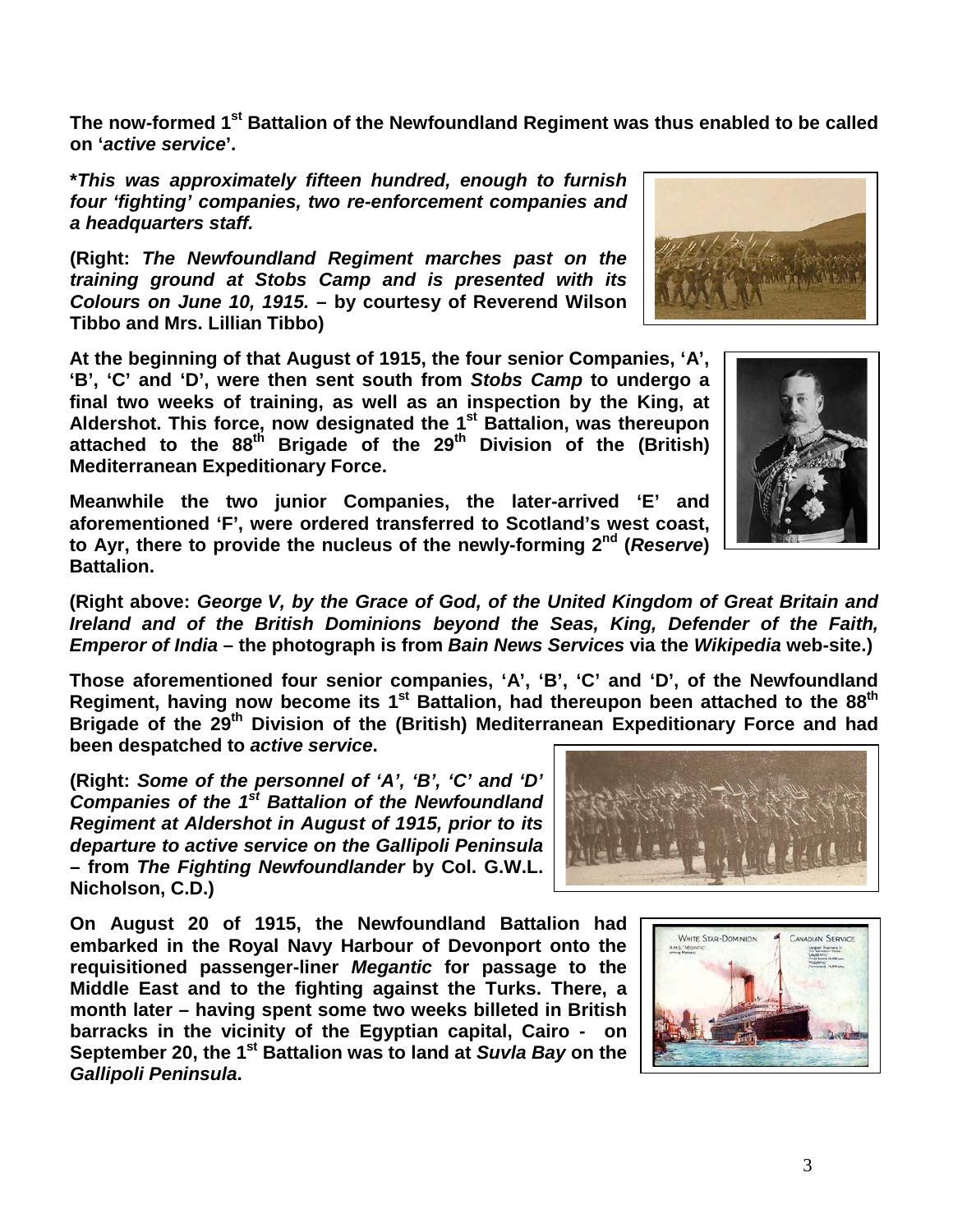**The now-formed 1st Battalion of the Newfoundland Regiment was thus enabled to be called on '*active service*'.**

***This was approximately fifteen hundred, enough to furnish four 'fighting' companies, two re-enforcement companies and a headquarters staff.***

**(Right: *The Newfoundland Regiment marches past on the training ground at Stobs Camp and is presented with its Colours on June 10, 1915.* – by courtesy of Reverend Wilson Tibbo and Mrs. Lillian Tibbo)**

**At the beginning of that August of 1915, the four senior Companies, 'A', 'B', 'C' and 'D', were then sent south from *Stobs Camp* to undergo a final two weeks of training, as well as an inspection by the King, at Aldershot. This force, now designated the 1st Battalion, was thereupon attached to the 88th Brigade of the 29th Division of the (British) Mediterranean Expeditionary Force.**

**Meanwhile the two junior Companies, the later-arrived 'E' and aforementioned 'F', were ordered transferred to Scotland's west coast, to Ayr, there to provide the nucleus of the newly-forming 2nd (*Reserve*) Battalion.**

**(Right above: *George V, by the Grace of God, of the United Kingdom of Great Britain and Ireland and of the British Dominions beyond the Seas, King, Defender of the Faith, Emperor of India* – the photograph is from *Bain News Services* via the *Wikipedia* web-site.)**

**Those aforementioned four senior companies, 'A', 'B', 'C' and 'D', of the Newfoundland Regiment, having now become its 1st Battalion, had thereupon been attached to the 88th Brigade of the 29th Division of the (British) Mediterranean Expeditionary Force and had been despatched to *active service*.**

**(Right: *Some of the personnel of 'A', 'B', 'C' and 'D' Companies of the 1st Battalion of the Newfoundland Regiment at Aldershot in August of 1915, prior to its departure to active service on the Gallipoli Peninsula* – from *The Fighting Newfoundlander* by Col. G.W.L. Nicholson, C.D.)**

**On August 20 of 1915, the Newfoundland Battalion had embarked in the Royal Navy Harbour of Devonport onto the requisitioned passenger-liner *Megantic* for passage to the Middle East and to the fighting against the Turks. There, a month later – having spent some two weeks billeted in British barracks in the vicinity of the Egyptian capital, Cairo - on September 20, the 1st Battalion was to land at *Suvla Bay* on the *Gallipoli Peninsula*.**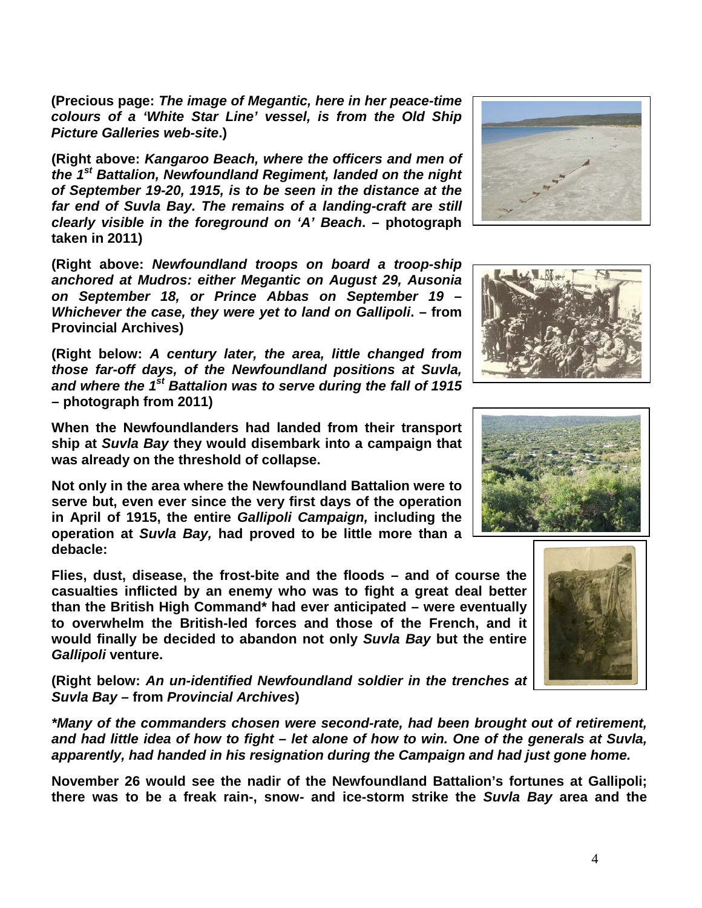**(Precious page: *The image of Megantic, here in her peace-time colours of a 'White Star Line' vessel, is from the Old Ship Picture Galleries web-site*.)**

**(Right above: *Kangaroo Beach, where the officers and men of the 1st Battalion, Newfoundland Regiment, landed on the night of September 19-20, 1915, is to be seen in the distance at the far end of Suvla Bay. The remains of a landing-craft are still clearly visible in the foreground on 'A' Beach*. – photograph taken in 2011)**

**(Right above: *Newfoundland troops on board a troop-ship anchored at Mudros: either Megantic on August 29, Ausonia on September 18, or Prince Abbas on September 19 – Whichever the case, they were yet to land on Gallipoli*. – from Provincial Archives)**

**(Right below: *A century later, the area, little changed from those far-off days, of the Newfoundland positions at Suvla, and where the 1st Battalion was to serve during the fall of 1915* – photograph from 2011)**

**When the Newfoundlanders had landed from their transport ship at *Suvla Bay* they would disembark into a campaign that was already on the threshold of collapse.**

**Not only in the area where the Newfoundland Battalion were to serve but, even ever since the very first days of the operation in April of 1915, the entire *Gallipoli Campaign,* including the operation at *Suvla Bay,* had proved to be little more than a debacle:**

**Flies, dust, disease, the frost-bite and the floods – and of course the casualties inflicted by an enemy who was to fight a great deal better than the British High Command* had ever anticipated – were eventually to overwhelm the British-led forces and those of the French, and it would finally be decided to abandon not only *Suvla Bay* but the entire *Gallipoli* venture.**

**(Right below: *An un-identified Newfoundland soldier in the trenches at Suvla Bay* – from *Provincial Archives*)**

***\*Many of the commanders chosen were second-rate, had been brought out of retirement, and had little idea of how to fight – let alone of how to win. One of the generals at Suvla, apparently, had handed in his resignation during the Campaign and had just gone home.***

**November 26 would see the nadir of the Newfoundland Battalion's fortunes at Gallipoli; there was to be a freak rain-, snow- and ice-storm strike the *Suvla Bay* area and the**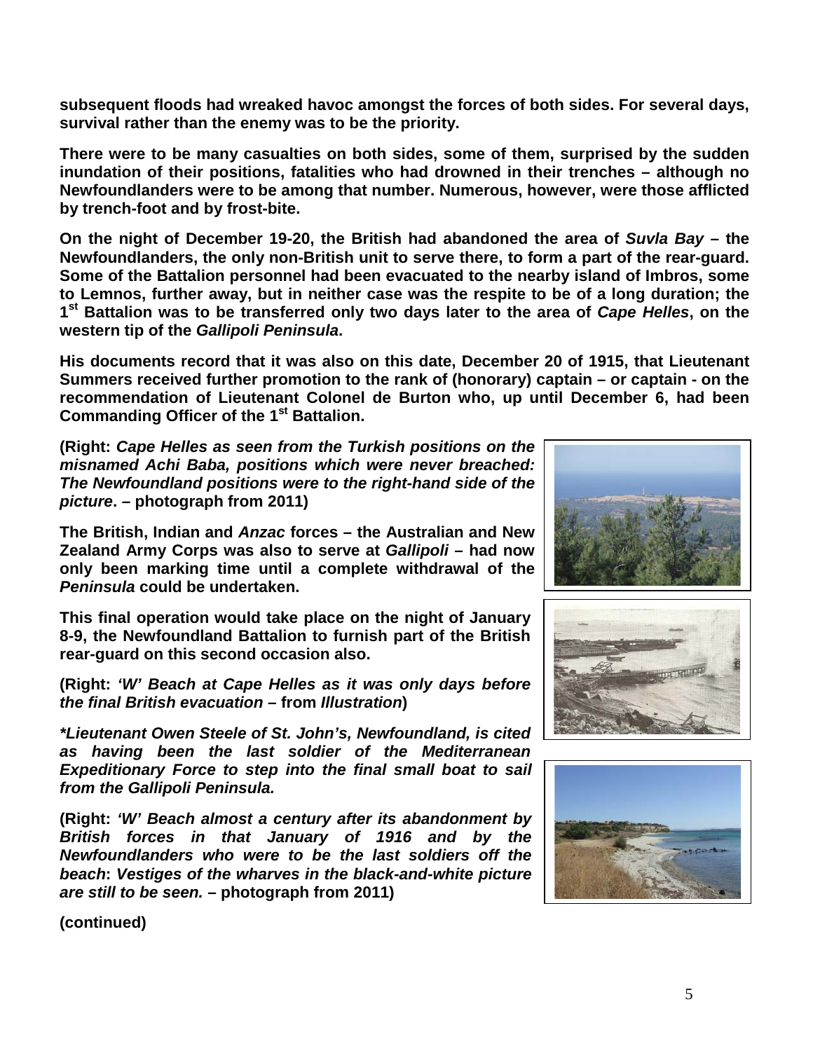**subsequent floods had wreaked havoc amongst the forces of both sides. For several days, survival rather than the enemy was to be the priority.**

**There were to be many casualties on both sides, some of them, surprised by the sudden inundation of their positions, fatalities who had drowned in their trenches – although no Newfoundlanders were to be among that number. Numerous, however, were those afflicted by trench-foot and by frost-bite.**

**On the night of December 19-20, the British had abandoned the area of *Suvla Bay* – the Newfoundlanders, the only non-British unit to serve there, to form a part of the rear-guard. Some of the Battalion personnel had been evacuated to the nearby island of Imbros, some to Lemnos, further away, but in neither case was the respite to be of a long duration; the 1st Battalion was to be transferred only two days later to the area of *Cape Helles*, on the western tip of the *Gallipoli Peninsula*.**

**His documents record that it was also on this date, December 20 of 1915, that Lieutenant Summers received further promotion to the rank of (honorary) captain – or captain - on the recommendation of Lieutenant Colonel de Burton who, up until December 6, had been Commanding Officer of the 1st Battalion.**

**(Right: *Cape Helles as seen from the Turkish positions on the misnamed Achi Baba, positions which were never breached: The Newfoundland positions were to the right-hand side of the picture*. – photograph from 2011)**

**The British, Indian and *Anzac* forces – the Australian and New Zealand Army Corps was also to serve at *Gallipoli* – had now only been marking time until a complete withdrawal of the *Peninsula* could be undertaken.**

**This final operation would take place on the night of January 8-9, the Newfoundland Battalion to furnish part of the British rear-guard on this second occasion also.**

**(Right: *'W' Beach at Cape Helles as it was only days before the final British evacuation* – from *Illustration*)**

***\*Lieutenant Owen Steele of St. John's, Newfoundland, is cited as having been the last soldier of the Mediterranean Expeditionary Force to step into the final small boat to sail from the Gallipoli Peninsula.***

**(Right: *'W' Beach almost a century after its abandonment by British forces in that January of 1916 and by the Newfoundlanders who were to be the last soldiers off the beach*: *Vestiges of the wharves in the black-and-white picture are still to be seen.* – photograph from 2011)**

**(continued)**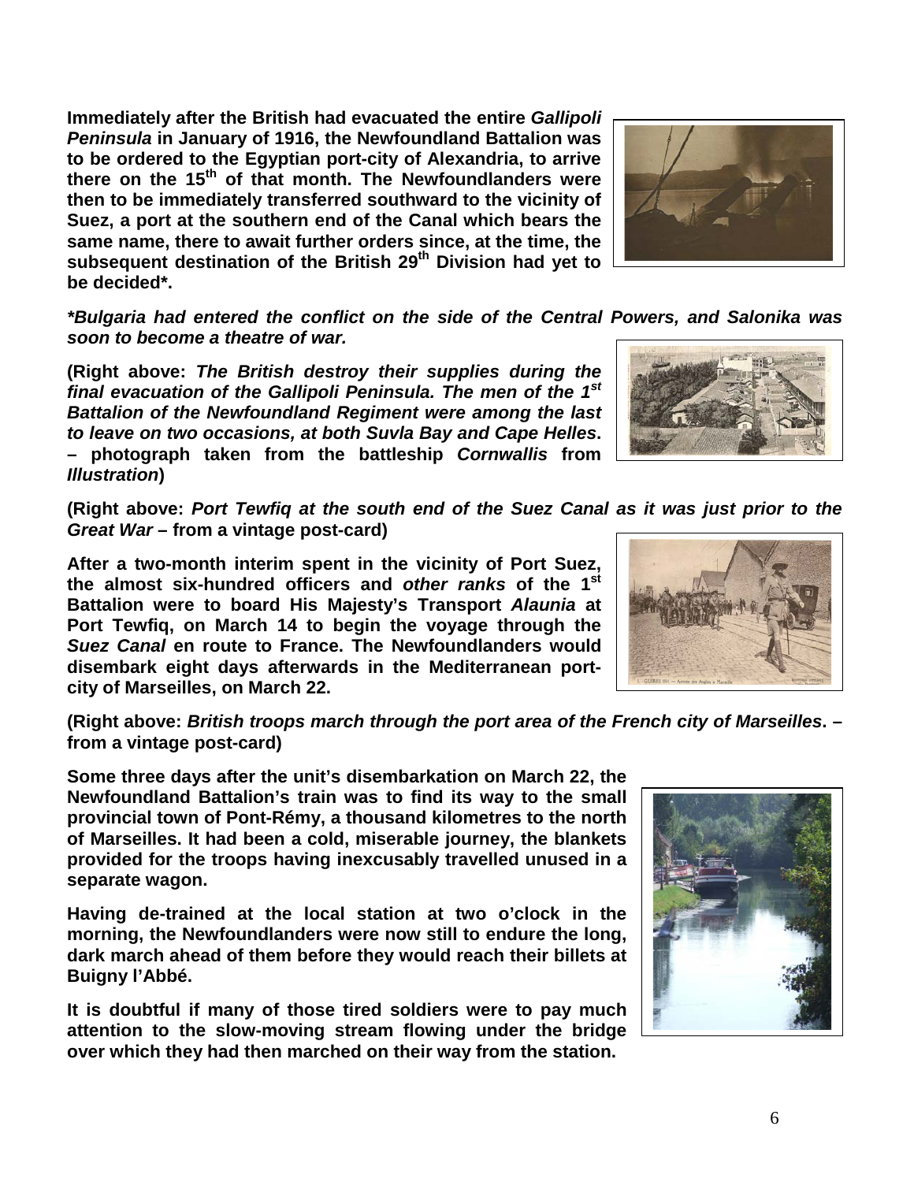**Immediately after the British had evacuated the entire *Gallipoli Peninsula* in January of 1916, the Newfoundland Battalion was to be ordered to the Egyptian port-city of Alexandria, to arrive there on the 15th of that month. The Newfoundlanders were then to be immediately transferred southward to the vicinity of Suez, a port at the southern end of the Canal which bears the same name, there to await further orders since, at the time, the subsequent destination of the British 29th Division had yet to be decided*.**

***Bulgaria had entered the conflict on the side of the Central Powers, and Salonika was soon to become a theatre of war.***

**(Right above: *The British destroy their supplies during the final evacuation of the Gallipoli Peninsula. The men of the 1st Battalion of the Newfoundland Regiment were among the last to leave on two occasions, at both Suvla Bay and Cape Helles*. – photograph taken from the battleship *Cornwallis* from *Illustration*)**

**(Right above: *Port Tewfiq at the south end of the Suez Canal as it was just prior to the Great War* – from a vintage post-card)**

**After a two-month interim spent in the vicinity of Port Suez, the almost six-hundred officers and *other ranks* of the 1st Battalion were to board His Majesty's Transport *Alaunia* at Port Tewfiq, on March 14 to begin the voyage through the *Suez Canal* en route to France. The Newfoundlanders would disembark eight days afterwards in the Mediterranean port-city of Marseilles, on March 22.**

**(Right above: *British troops march through the port area of the French city of Marseilles*. – from a vintage post-card)**

**Some three days after the unit's disembarkation on March 22, the Newfoundland Battalion's train was to find its way to the small provincial town of Pont-Rémy, a thousand kilometres to the north of Marseilles. It had been a cold, miserable journey, the blankets provided for the troops having inexcusably travelled unused in a separate wagon.**

**Having de-trained at the local station at two o'clock in the morning, the Newfoundlanders were now still to endure the long, dark march ahead of them before they would reach their billets at Buigny l'Abbé.**

**It is doubtful if many of those tired soldiers were to pay much attention to the slow-moving stream flowing under the bridge over which they had then marched on their way from the station.**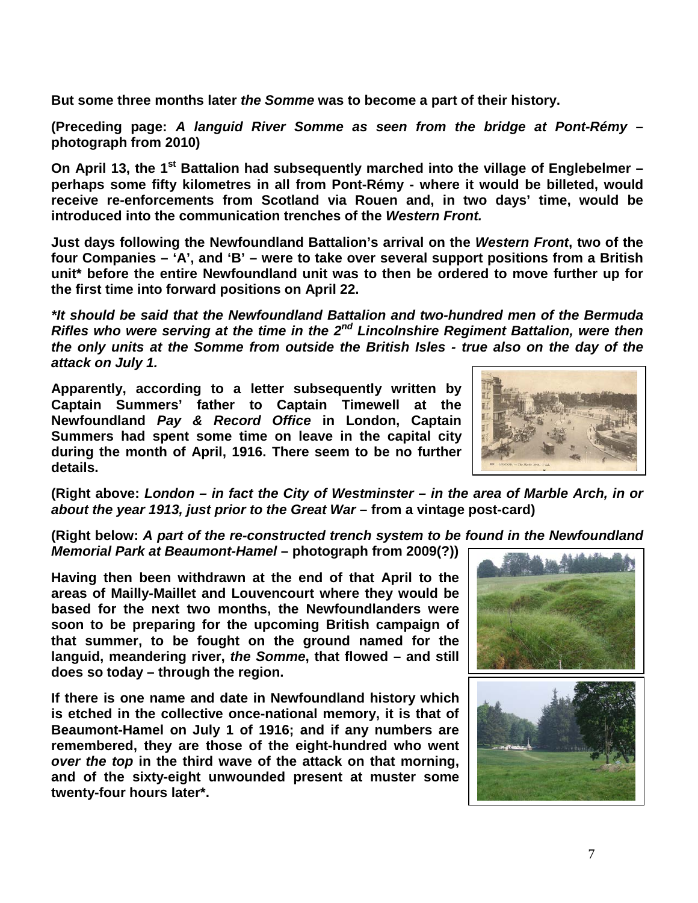**But some three months later *the Somme* was to become a part of their history.**

**(Preceding page: *A languid River Somme as seen from the bridge at Pont-Rémy* – photograph from 2010)**

**On April 13, the 1st Battalion had subsequently marched into the village of Englebelmer – perhaps some fifty kilometres in all from Pont-Rémy - where it would be billeted, would receive re-enforcements from Scotland via Rouen and, in two days' time, would be introduced into the communication trenches of the *Western Front.***

**Just days following the Newfoundland Battalion's arrival on the *Western Front*, two of the four Companies – 'A', and 'B' – were to take over several support positions from a British unit* before the entire Newfoundland unit was to then be ordered to move further up for the first time into forward positions on April 22.**

***It should be said that the Newfoundland Battalion and two-hundred men of the Bermuda Rifles who were serving at the time in the 2nd Lincolnshire Regiment Battalion, were then the only units at the Somme from outside the British Isles - true also on the day of the attack on July 1.***

**Apparently, according to a letter subsequently written by Captain Summers' father to Captain Timewell at the Newfoundland *Pay & Record Office* in London, Captain Summers had spent some time on leave in the capital city during the month of April, 1916. There seem to be no further details.**

**(Right above: *London – in fact the City of Westminster – in the area of Marble Arch, in or about the year 1913, just prior to the Great War* – from a vintage post-card)**

**(Right below: *A part of the re-constructed trench system to be found in the Newfoundland Memorial Park at Beaumont-Hamel* – photograph from 2009(?))**

**Having then been withdrawn at the end of that April to the areas of Mailly-Maillet and Louvencourt where they would be based for the next two months, the Newfoundlanders were soon to be preparing for the upcoming British campaign of that summer, to be fought on the ground named for the languid, meandering river, *the Somme*, that flowed – and still does so today – through the region.**

**If there is one name and date in Newfoundland history which is etched in the collective once-national memory, it is that of Beaumont-Hamel on July 1 of 1916; and if any numbers are remembered, they are those of the eight-hundred who went *over the top* in the third wave of the attack on that morning, and of the sixty-eight unwounded present at muster some twenty-four hours later*.**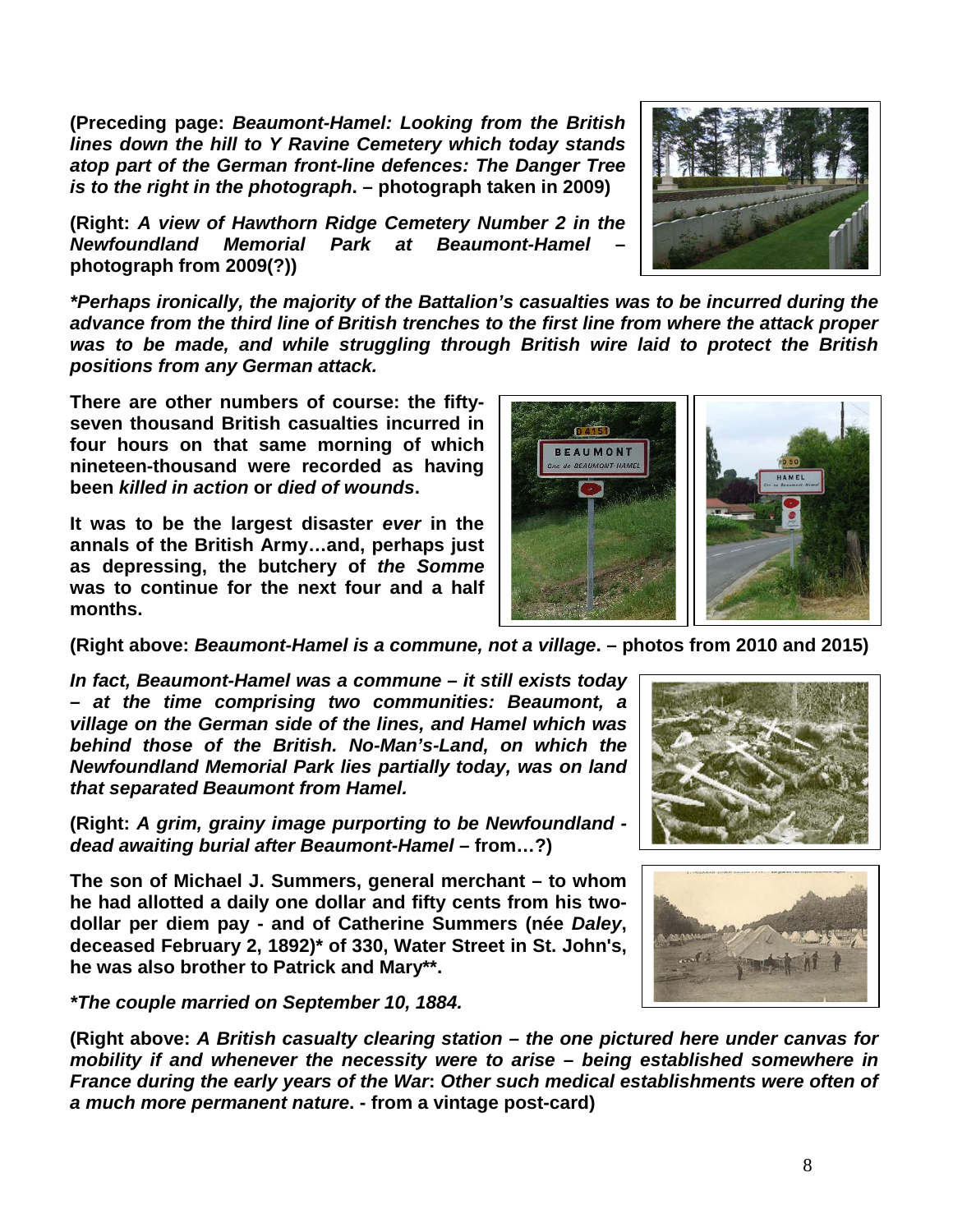**(Preceding page: *Beaumont-Hamel: Looking from the British lines down the hill to Y Ravine Cemetery which today stands atop part of the German front-line defences: The Danger Tree is to the right in the photograph*. – photograph taken in 2009)**

**(Right: *A view of Hawthorn Ridge Cemetery Number 2 in the Newfoundland Memorial Park at Beaumont-Hamel* – photograph from 2009(?))**

***Perhaps ironically, the majority of the Battalion's casualties was to be incurred during the advance from the third line of British trenches to the first line from where the attack proper was to be made, and while struggling through British wire laid to protect the British positions from any German attack.***

**There are other numbers of course: the fifty-seven thousand British casualties incurred in four hours on that same morning of which nineteen-thousand were recorded as having been *killed in action* or *died of wounds*.**

**It was to be the largest disaster *ever* in the annals of the British Army…and, perhaps just as depressing, the butchery of *the Somme* was to continue for the next four and a half months.**

**(Right above: *Beaumont-Hamel is a commune, not a village*. – photos from 2010 and 2015)**

***In fact, Beaumont-Hamel was a commune – it still exists today – at the time comprising two communities: Beaumont, a village on the German side of the lines, and Hamel which was behind those of the British. No-Man's-Land, on which the Newfoundland Memorial Park lies partially today, was on land that separated Beaumont from Hamel.***

**(Right: *A grim, grainy image purporting to be Newfoundland - dead awaiting burial after Beaumont-Hamel* – from…?)**

**The son of Michael J. Summers, general merchant – to whom he had allotted a daily one dollar and fifty cents from his two-dollar per diem pay - and of Catherine Summers (née *Daley*, deceased February 2, 1892)* of 330, Water Street in St. John's, he was also brother to Patrick and Mary**.**

***The couple married on September 10, 1884.***

**(Right above: *A British casualty clearing station – the one pictured here under canvas for mobility if and whenever the necessity were to arise – being established somewhere in France during the early years of the War*: *Other such medical establishments were often of a much more permanent nature*. - from a vintage post-card)**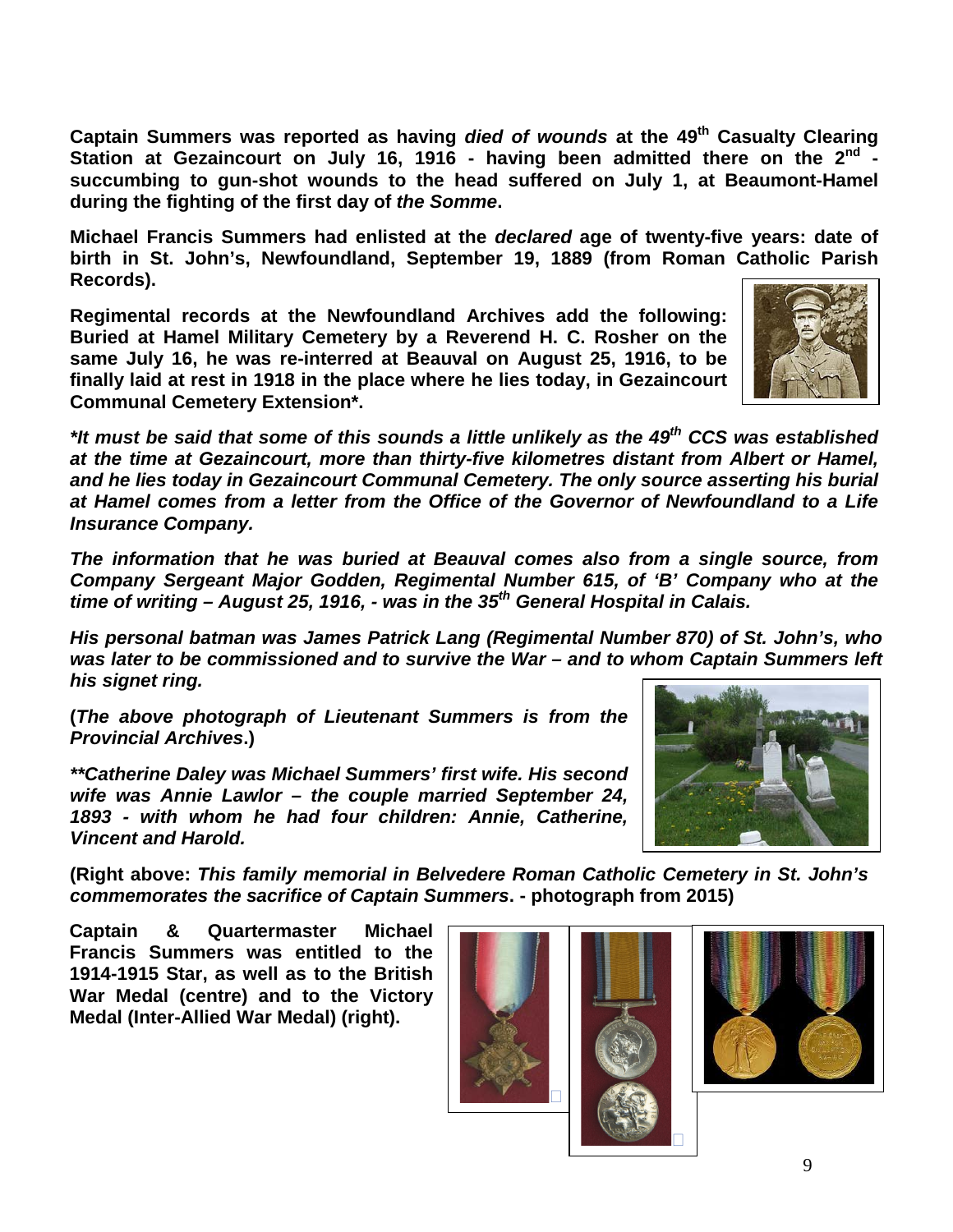**Captain Summers was reported as having *died of wounds* at the 49th Casualty Clearing Station at Gezaincourt on July 16, 1916 - having been admitted there on the 2nd - succumbing to gun-shot wounds to the head suffered on July 1, at Beaumont-Hamel during the fighting of the first day of *the Somme*.**

**Michael Francis Summers had enlisted at the *declared* age of twenty-five years: date of birth in St. John's, Newfoundland, September 19, 1889 (from Roman Catholic Parish Records).**

**Regimental records at the Newfoundland Archives add the following: Buried at Hamel Military Cemetery by a Reverend H. C. Rosher on the same July 16, he was re-interred at Beauval on August 25, 1916, to be finally laid at rest in 1918 in the place where he lies today, in Gezaincourt Communal Cemetery Extension*.**

***\*It must be said that some of this sounds a little unlikely as the 49th CCS was established at the time at Gezaincourt, more than thirty-five kilometres distant from Albert or Hamel, and he lies today in Gezaincourt Communal Cemetery. The only source asserting his burial at Hamel comes from a letter from the Office of the Governor of Newfoundland to a Life Insurance Company.***

***The information that he was buried at Beauval comes also from a single source, from Company Sergeant Major Godden, Regimental Number 615, of 'B' Company who at the time of writing – August 25, 1916, - was in the 35th General Hospital in Calais.***

***His personal batman was James Patrick Lang (Regimental Number 870) of St. John's, who was later to be commissioned and to survive the War – and to whom Captain Summers left his signet ring.***

**(*The above photograph of Lieutenant Summers is from the Provincial Archives*.)**

***\*\*Catherine Daley was Michael Summers' first wife. His second wife was Annie Lawlor – the couple married September 24, 1893 - with whom he had four children: Annie, Catherine, Vincent and Harold.***

**(Right above: *This family memorial in Belvedere Roman Catholic Cemetery in St. John's commemorates the sacrifice of Captain Summers*. - photograph from 2015)**

**Captain & Quartermaster Michael Francis Summers was entitled to the 1914-1915 Star, as well as to the British War Medal (centre) and to the Victory Medal (Inter-Allied War Medal) (right).**